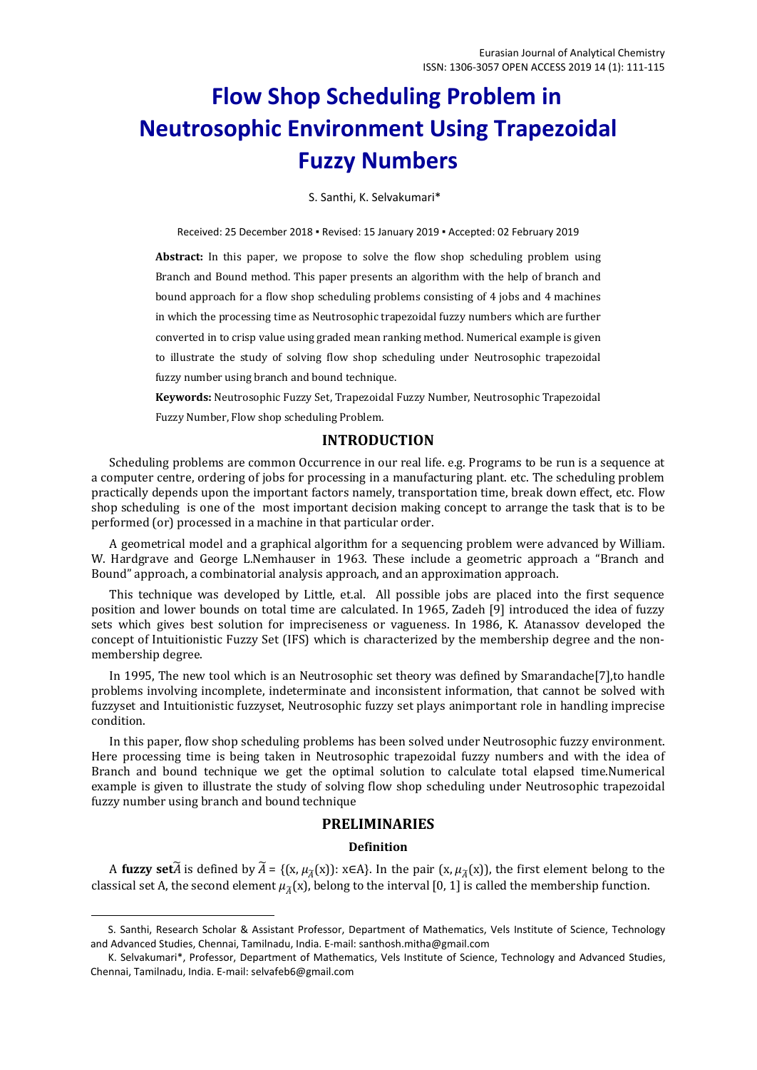# Flow Shop Scheduling Problem in Neutrosophic Environment Using Trapezoidal Fuzzy Numbers

S. Santhi, K. Selvakumari*

Received: 25 December 2018 ▪ Revised: 15 January 2019 ▪ Accepted: 02 February 2019

**Abstract:** In this paper, we propose to solve the flow shop scheduling problem using Branch and Bound method. This paper presents an algorithm with the help of branch and bound approach for a flow shop scheduling problems consisting of 4 jobs and 4 machines in which the processing time as Neutrosophic trapezoidal fuzzy numbers which are further converted in to crisp value using graded mean ranking method. Numerical example is given to illustrate the study of solving flow shop scheduling under Neutrosophic trapezoidal fuzzy number using branch and bound technique.

**Keywords:** Neutrosophic Fuzzy Set, Trapezoidal Fuzzy Number, Neutrosophic Trapezoidal Fuzzy Number, Flow shop scheduling Problem.

## INTRODUCTION

Scheduling problems are common Occurrence in our real life. e.g. Programs to be run is a sequence at a computer centre, ordering of jobs for processing in a manufacturing plant. etc. The scheduling problem practically depends upon the important factors namely, transportation time, break down effect, etc. Flow shop scheduling is one of the most important decision making concept to arrange the task that is to be performed (or) processed in a machine in that particular order.

A geometrical model and a graphical algorithm for a sequencing problem were advanced by William. W. Hardgrave and George L.Nemhauser in 1963. These include a geometric approach a "Branch and Bound" approach, a combinatorial analysis approach, and an approximation approach.

This technique was developed by Little, et.al. All possible jobs are placed into the first sequence position and lower bounds on total time are calculated. In 1965, Zadeh [9] introduced the idea of fuzzy sets which gives best solution for impreciseness or vagueness. In 1986, K. Atanassov developed the concept of Intuitionistic Fuzzy Set (IFS) which is characterized by the membership degree and the non-membership degree.

In 1995, The new tool which is an Neutrosophic set theory was defined by Smarandache[7],to handle problems involving incomplete, indeterminate and inconsistent information, that cannot be solved with fuzzyset and Intuitionistic fuzzyset, Neutrosophic fuzzy set plays animportant role in handling imprecise condition.

In this paper, flow shop scheduling problems has been solved under Neutrosophic fuzzy environment. Here processing time is being taken in Neutrosophic trapezoidal fuzzy numbers and with the idea of Branch and bound technique we get the optimal solution to calculate total elapsed time.Numerical example is given to illustrate the study of solving flow shop scheduling under Neutrosophic trapezoidal fuzzy number using branch and bound technique

## PRELIMINARIES

### Definition

A **fuzzy set** $\widetilde{A}$ is defined by $\widetilde{A}$ = {(x, $\mu_{\widetilde{A}}$(x)): x∈A}. In the pair (x, $\mu_{\widetilde{A}}$(x)), the first element belong to the classical set A, the second element $\mu_{\widetilde{A}}$(x), belong to the interval [0, 1] is called the membership function.

---

S. Santhi, Research Scholar & Assistant Professor, Department of Mathematics, Vels Institute of Science, Technology and Advanced Studies, Chennai, Tamilnadu, India. E-mail: santhosh.mitha@gmail.com

K. Selvakumari*, Professor, Department of Mathematics, Vels Institute of Science, Technology and Advanced Studies, Chennai, Tamilnadu, India. E-mail: selvafeb6@gmail.com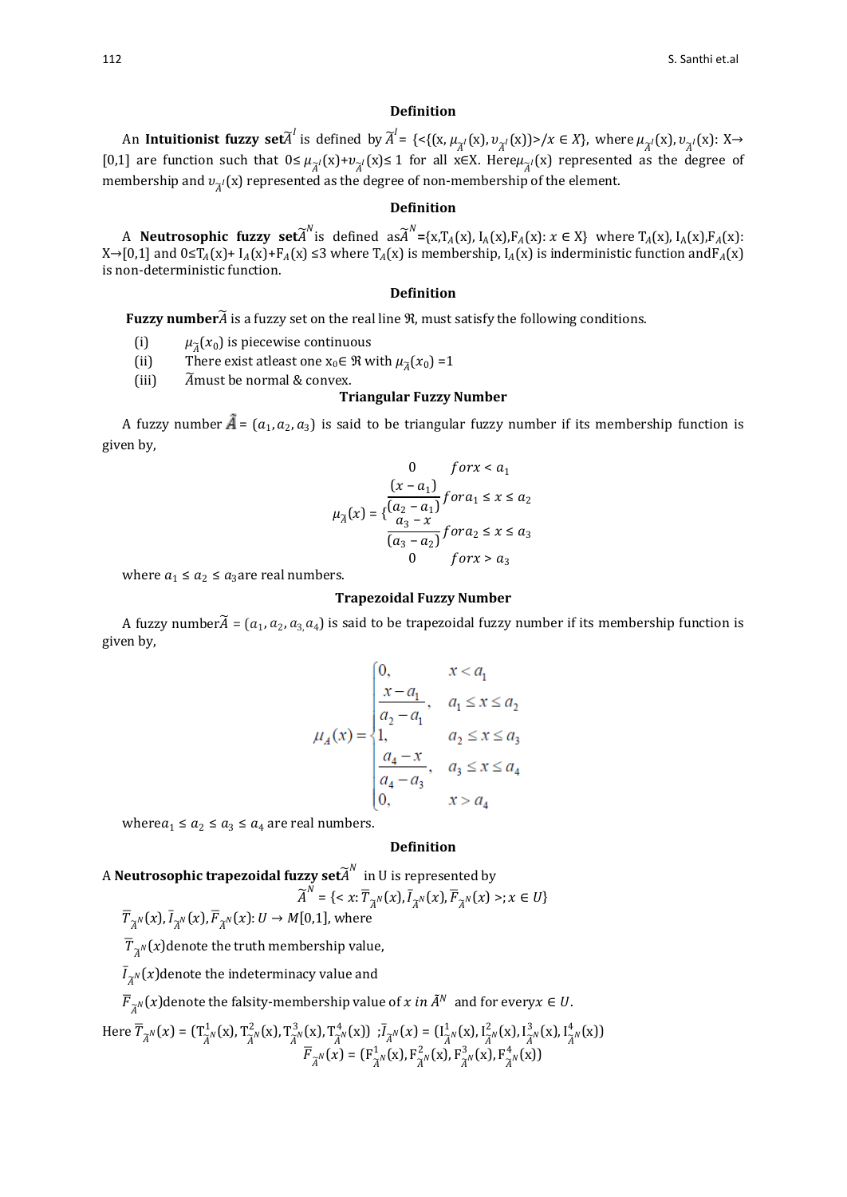### Definition

An **Intuitionist fuzzy set** $\widetilde{A}^{I}$ is defined by $\widetilde{A}^{I} = \{<\{(x, \mu_{\widetilde{A}^{I}}(x), \upsilon_{\widetilde{A}^{I}}(x))> / x \in X\}$, where $\mu_{\widetilde{A}^{I}}(x), \upsilon_{\widetilde{A}^{I}}(x)$: X→[0,1] are function such that $0 \leq \mu_{\widetilde{A}^{I}}(x) + \upsilon_{\widetilde{A}^{I}}(x) \leq 1$ for all x∈X. Here $\mu_{\widetilde{A}^{I}}(x)$ represented as the degree of membership and $\upsilon_{\widetilde{A}^{I}}(x)$ represented as the degree of non-membership of the element.

### Definition

A **Neutrosophic fuzzy set** $\widetilde{A}^{N}$ is defined as $\widetilde{A}^{N} = \{x, T_A(x), I_A(x), F_A(x): x \in X\}$ where $T_A(x), I_A(x), F_A(x)$: X→[0,1] and $0 \leq T_A(x) + I_A(x) + F_A(x) \leq 3$ where $T_A(x)$ is membership, $I_A(x)$ is inderministic function and $F_A(x)$ is non-deterministic function.

### Definition

**Fuzzy number** $\widetilde{A}$ is a fuzzy set on the real line $\Re$, must satisfy the following conditions.

(i) $\mu_{\widetilde{A}}(x_0)$ is piecewise continuous

(ii) There exist atleast one $x_0 \in \Re$ with $\mu_{\widetilde{A}}(x_0) = 1$

(iii) $\widetilde{A}$ must be normal & convex.

### Triangular Fuzzy Number

A fuzzy number $\widetilde{A} = (a_1, a_2, a_3)$ is said to be triangular fuzzy number if its membership function is given by,

$$\mu_{\widetilde{A}}(x) = \begin{cases} 0 & for\, x < a_1 \\ \dfrac{(x - a_1)}{(a_2 - a_1)} & for\, a_1 \leq x \leq a_2 \\ \dfrac{a_3 - x}{(a_3 - a_2)} & for\, a_2 \leq x \leq a_3 \\ 0 & for\, x > a_3 \end{cases}$$

where $a_1 \leq a_2 \leq a_3$ are real numbers.

### Trapezoidal Fuzzy Number

A fuzzy number $\widetilde{A} = (a_1, a_2, a_3, a_4)$ is said to be trapezoidal fuzzy number if its membership function is given by,

$$\mu_A(x) = \begin{cases} 0, & x < a_1 \\ \dfrac{x - a_1}{a_2 - a_1}, & a_1 \leq x \leq a_2 \\ 1, & a_2 \leq x \leq a_3 \\ \dfrac{a_4 - x}{a_4 - a_3}, & a_3 \leq x \leq a_4 \\ 0, & x > a_4 \end{cases}$$

where $a_1 \leq a_2 \leq a_3 \leq a_4$ are real numbers.

### Definition

A **Neutrosophic trapezoidal fuzzy set** $\widetilde{A}^{N}$ in U is represented by

$$\widetilde{A}^{N} = \{< x: \overline{T}_{\widetilde{A}^{N}}(x), \overline{I}_{\widetilde{A}^{N}}(x), \overline{F}_{\widetilde{A}^{N}}(x) >; x \in U\}$$

$\overline{T}_{\widetilde{A}^{N}}(x), \overline{I}_{\widetilde{A}^{N}}(x), \overline{F}_{\widetilde{A}^{N}}(x): U \to M[0,1]$, where

$\overline{T}_{\widetilde{A}^{N}}(x)$ denote the truth membership value,

$\overline{I}_{\widetilde{A}^{N}}(x)$ denote the indeterminacy value and

$\overline{F}_{\widetilde{A}^{N}}(x)$ denote the falsity-membership value of $x$ in $\tilde{A}^{N}$ and for every $x \in U$.

Here $\overline{T}_{\widetilde{A}^{N}}(x) = (T^{1}_{\widetilde{A}^{N}}(x), T^{2}_{\widetilde{A}^{N}}(x), T^{3}_{\widetilde{A}^{N}}(x), T^{4}_{\widetilde{A}^{N}}(x))$ ; $\overline{I}_{\widetilde{A}^{N}}(x) = (I^{1}_{\widetilde{A}^{N}}(x), I^{2}_{\widetilde{A}^{N}}(x), I^{3}_{\widetilde{A}^{N}}(x), I^{4}_{\widetilde{A}^{N}}(x))$

$$\overline{F}_{\widetilde{A}^{N}}(x) = (F^{1}_{\widetilde{A}^{N}}(x), F^{2}_{\widetilde{A}^{N}}(x), F^{3}_{\widetilde{A}^{N}}(x), F^{4}_{\widetilde{A}^{N}}(x))$$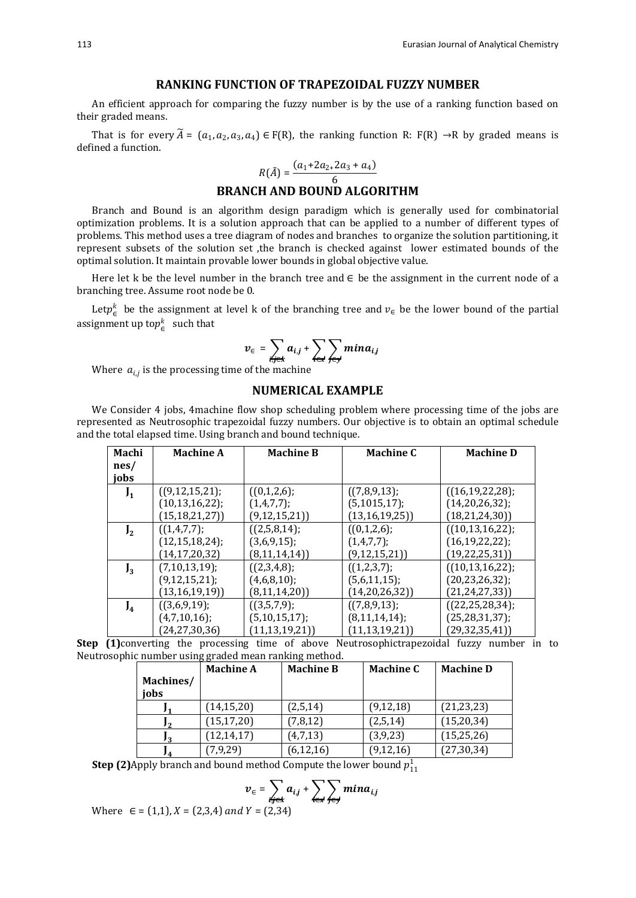## RANKING FUNCTION OF TRAPEZOIDAL FUZZY NUMBER

An efficient approach for comparing the fuzzy number is by the use of a ranking function based on their graded means.

That is for every $\widetilde{A} = (a_1, a_2, a_3, a_4) \in F(R)$, the ranking function R: F(R) →R by graded means is defined a function.

$$R(\tilde{A}) = \frac{(a_1 + 2a_2 + 2a_3 + a_4)}{6}$$

## BRANCH AND BOUND ALGORITHM

Branch and Bound is an algorithm design paradigm which is generally used for combinatorial optimization problems. It is a solution approach that can be applied to a number of different types of problems. This method uses a tree diagram of nodes and branches to organize the solution partitioning, it represent subsets of the solution set ,the branch is checked against lower estimated bounds of the optimal solution. It maintain provable lower bounds in global objective value.

Here let k be the level number in the branch tree and $\in$ be the assignment in the current node of a branching tree. Assume root node be 0.

Let $p_{\in}^{k}$ be the assignment at level k of the branching tree and $v_{\in}$ be the lower bound of the partial assignment up to $p_{\in}^{k}$ such that

$$v_{\in} = \sum_{i,j \in x} a_{i,j} + \sum_{i \in x} \sum_{j \in y} min\, a_{i,j}$$

Where $a_{i,j}$ is the processing time of the machine

## NUMERICAL EXAMPLE

We Consider 4 jobs, 4machine flow shop scheduling problem where processing time of the jobs are represented as Neutrosophic trapezoidal fuzzy numbers. Our objective is to obtain an optimal schedule and the total elapsed time. Using branch and bound technique.

| Machines/ jobs | Machine A | Machine B | Machine C | Machine D |
|---|---|---|---|---|
| $J_1$ | ((9,12,15,21); (10,13,16,22); (15,18,21,27)) | ((0,1,2,6); (1,4,7,7); (9,12,15,21)) | ((7,8,9,13); (5,1015,17); (13,16,19,25)) | ((16,19,22,28); (14,20,26,32); (18,21,24,30)) |
| $J_2$ | ((1,4,7,7); (12,15,18,24); (14,17,20,32) | ((2,5,8,14); (3,6,9,15); (8,11,14,14)) | ((0,1,2,6); (1,4,7,7); (9,12,15,21)) | ((10,13,16,22); (16,19,22,22); (19,22,25,31)) |
| $J_3$ | (7,10,13,19); (9,12,15,21); (13,16,19,19)) | ((2,3,4,8); (4,6,8,10); (8,11,14,20)) | ((1,2,3,7); (5,6,11,15); (14,20,26,32)) | ((10,13,16,22); (20,23,26,32); (21,24,27,33)) |
| $J_4$ | ((3,6,9,19); (4,7,10,16); (24,27,30,36) | ((3,5,7,9); (5,10,15,17); (11,13,19,21)) | ((7,8,9,13); (8,11,14,14); (11,13,19,21)) | ((22,25,28,34); (25,28,31,37); (29,32,35,41)) |

**Step (1)**converting the processing time of above Neutrosophictrapezoidal fuzzy number in to Neutrosophic number using graded mean ranking method.

| Machines/ jobs | Machine A | Machine B | Machine C | Machine D |
|---|---|---|---|---|
| $J_1$ | (14,15,20) | (2,5,14) | (9,12,18) | (21,23,23) |
| $J_2$ | (15,17,20) | (7,8,12) | (2,5,14) | (15,20,34) |
| $J_3$ | (12,14,17) | (4,7,13) | (3,9,23) | (15,25,26) |
| $J_4$ | (7,9,29) | (6,12,16) | (9,12,16) | (27,30,34) |

**Step (2)**Apply branch and bound method Compute the lower bound $p_{11}^{1}$

$$v_{\in} = \sum_{i,j \in x} a_{i,j} + \sum_{i \in x} \sum_{j \in y} min\, a_{i,j}$$

Where $\in = (1,1), X = (2,3,4)$ $and$ $Y = (2,34)$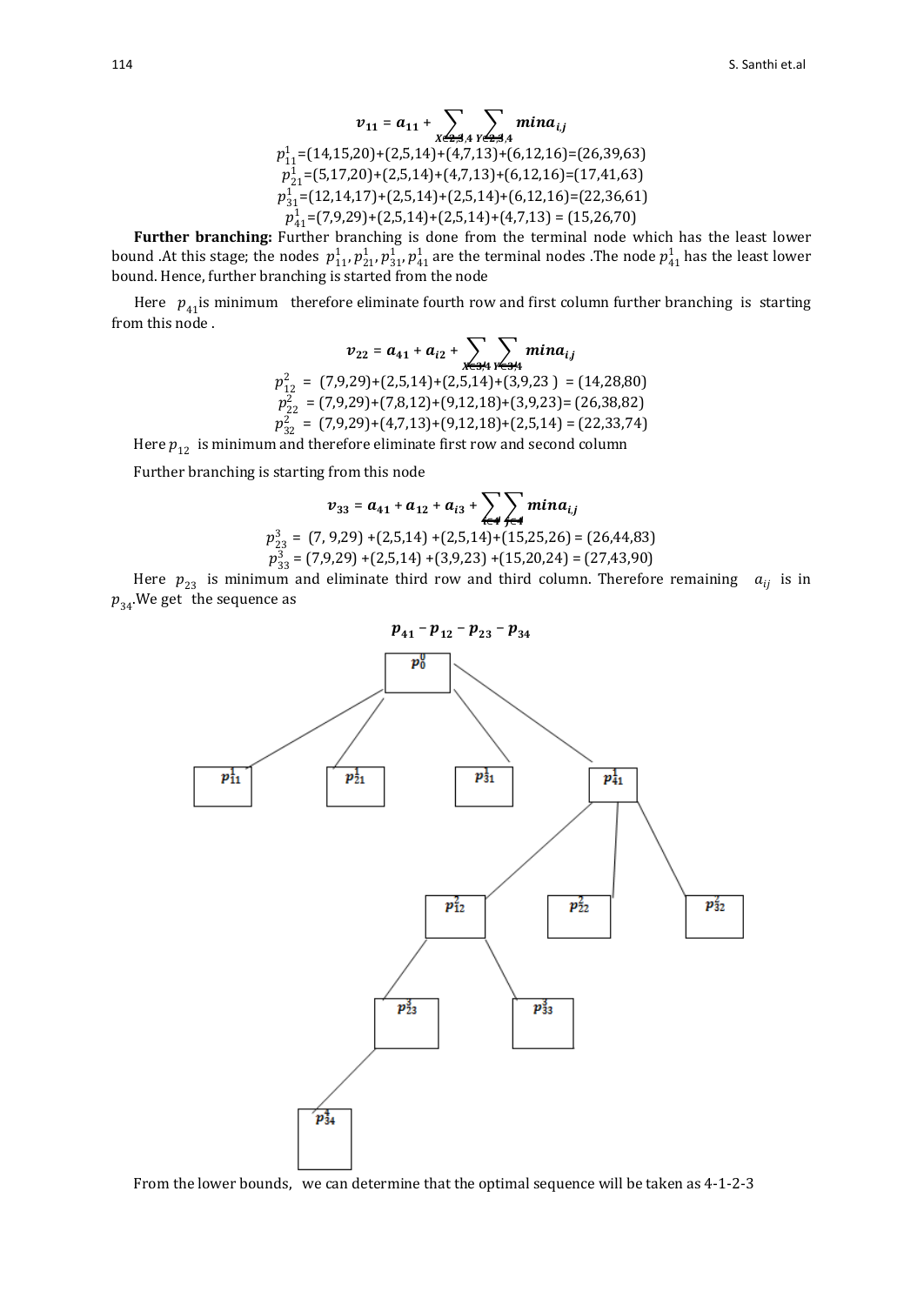$$v_{11} = a_{11} + \sum_{X\in 2,3,4} \sum_{Y\in 2,3,4} min\, a_{i,j}$$

$p_{11}^{1}$=(14,15,20)+(2,5,14)+(4,7,13)+(6,12,16)=(26,39,63)

$p_{21}^{1}$=(5,17,20)+(2,5,14)+(4,7,13)+(6,12,16)=(17,41,63)

$p_{31}^{1}$=(12,14,17)+(2,5,14)+(2,5,14)+(6,12,16)=(22,36,61)

$p_{41}^{1}$=(7,9,29)+(2,5,14)+(2,5,14)+(4,7,13) = (15,26,70)

**Further branching:** Further branching is done from the terminal node which has the least lower bound .At this stage; the nodes $p_{11}^{1}, p_{21}^{1}, p_{31}^{1}, p_{41}^{1}$ are the terminal nodes .The node $p_{41}^{1}$ has the least lower bound. Hence, further branching is started from the node

Here $p_{41}$is minimum therefore eliminate fourth row and first column further branching is starting from this node .

$$v_{22} = a_{41} + a_{i2} + \sum_{X\in 3,4} \sum_{Y\in 3,4} min\, a_{i,j}$$

$p_{12}^{2}$ = (7,9,29)+(2,5,14)+(2,5,14)+(3,9,23 ) = (14,28,80)

$p_{22}^{2}$ = (7,9,29)+(7,8,12)+(9,12,18)+(3,9,23)= (26,38,82)

$p_{32}^{2}$ = (7,9,29)+(4,7,13)+(9,12,18)+(2,5,14) = (22,33,74)

Here $p_{12}$ is minimum and therefore eliminate first row and second column

Further branching is starting from this node

$$v_{33} = a_{41} + a_{12} + a_{i3} + \sum_{i\in 4} \sum_{j\in 4} min\, a_{i,j}$$

$p_{23}^{3}$ = (7, 9,29) +(2,5,14) +(2,5,14)+(15,25,26) = (26,44,83)

$p_{33}^{3}$ = (7,9,29) +(2,5,14) +(3,9,23) +(15,20,24) = (27,43,90)

Here $p_{23}$ is minimum and eliminate third row and third column. Therefore remaining $a_{ij}$ is in $p_{34}$.We get the sequence as

$$p_{41} - p_{12} - p_{23} - p_{34}$$

From the lower bounds, we can determine that the optimal sequence will be taken as 4-1-2-3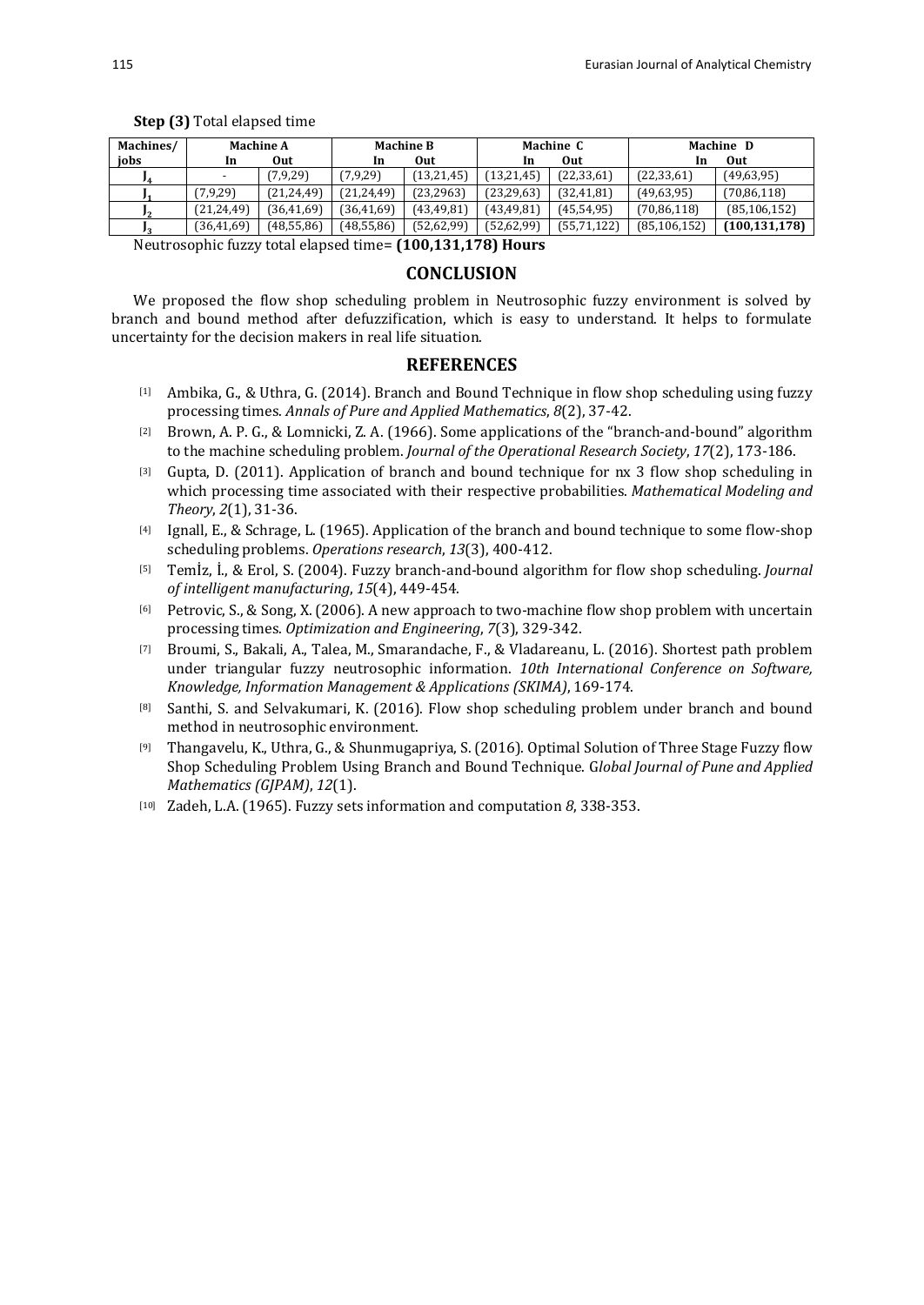**Step (3)** Total elapsed time

| Machines/ jobs | Machine A | | Machine B | | Machine C | | Machine D | |
|---|---|---|---|---|---|---|---|---|
| | In | Out | In | Out | In | Out | In | Out |
| $J_4$ | - | (7,9,29) | (7,9,29) | (13,21,45) | (13,21,45) | (22,33,61) | (22,33,61) | (49,63,95) |
| $J_1$ | (7,9,29) | (21,24,49) | (21,24,49) | (23,2963) | (23,29,63) | (32,41,81) | (49,63,95) | (70,86,118) |
| $J_2$ | (21,24,49) | (36,41,69) | (36,41,69) | (43,49,81) | (43,49,81) | (45,54,95) | (70,86,118) | (85,106,152) |
| $J_3$ | (36,41,69) | (48,55,86) | (48,55,86) | (52,62,99) | (52,62,99) | (55,71,122) | (85,106,152) | **(100,131,178)** |

Neutrosophic fuzzy total elapsed time= **(100,131,178) Hours**

## CONCLUSION

We proposed the flow shop scheduling problem in Neutrosophic fuzzy environment is solved by branch and bound method after defuzzification, which is easy to understand. It helps to formulate uncertainty for the decision makers in real life situation.

## REFERENCES

[1] Ambika, G., & Uthra, G. (2014). Branch and Bound Technique in flow shop scheduling using fuzzy processing times. *Annals of Pure and Applied Mathematics*, *8*(2), 37-42.

[2] Brown, A. P. G., & Lomnicki, Z. A. (1966). Some applications of the "branch-and-bound" algorithm to the machine scheduling problem. *Journal of the Operational Research Society*, *17*(2), 173-186.

[3] Gupta, D. (2011). Application of branch and bound technique for nx 3 flow shop scheduling in which processing time associated with their respective probabilities. *Mathematical Modeling and Theory*, *2*(1), 31-36.

[4] Ignall, E., & Schrage, L. (1965). Application of the branch and bound technique to some flow-shop scheduling problems. *Operations research*, *13*(3), 400-412.

[5] Temİz, İ., & Erol, S. (2004). Fuzzy branch-and-bound algorithm for flow shop scheduling. *Journal of intelligent manufacturing*, *15*(4), 449-454.

[6] Petrovic, S., & Song, X. (2006). A new approach to two-machine flow shop problem with uncertain processing times. *Optimization and Engineering*, *7*(3), 329-342.

[7] Broumi, S., Bakali, A., Talea, M., Smarandache, F., & Vladareanu, L. (2016). Shortest path problem under triangular fuzzy neutrosophic information. *10th International Conference on Software, Knowledge, Information Management & Applications (SKIMA)*, 169-174.

[8] Santhi, S. and Selvakumari, K. (2016). Flow shop scheduling problem under branch and bound method in neutrosophic environment.

[9] Thangavelu, K., Uthra, G., & Shunmugapriya, S. (2016). Optimal Solution of Three Stage Fuzzy flow Shop Scheduling Problem Using Branch and Bound Technique. G*lobal Journal of Pune and Applied Mathematics (GJPAM)*, *12*(1).

[10] Zadeh, L.A. (1965). Fuzzy sets information and computation *8*, 338-353.